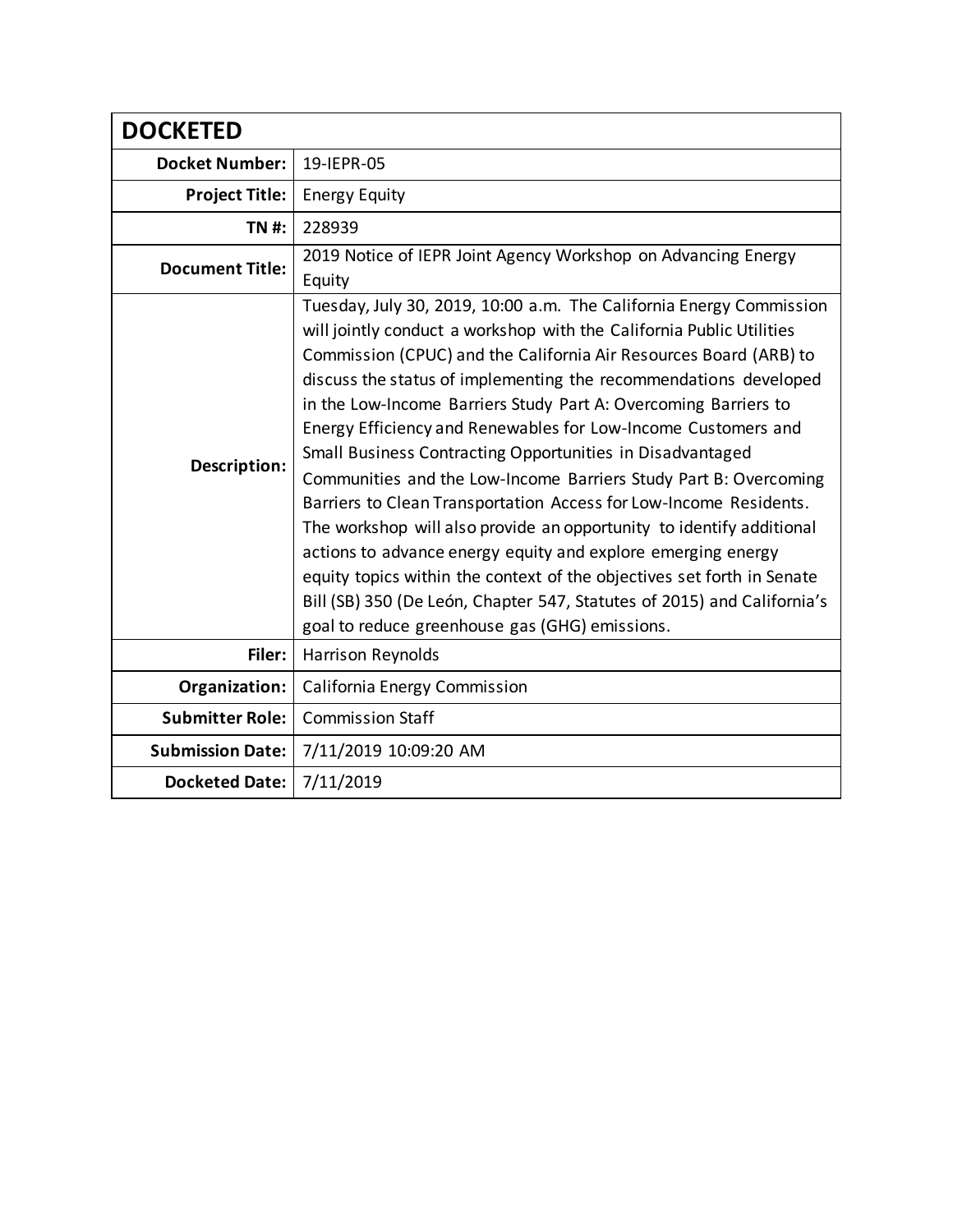| DOCKETED | |
|---|---|
| **Docket Number:** | 19-IEPR-05 |
| **Project Title:** | Energy Equity |
| **TN #:** | 228939 |
| **Document Title:** | 2019 Notice of IEPR Joint Agency Workshop on Advancing Energy Equity |
| **Description:** | Tuesday, July 30, 2019, 10:00 a.m. The California Energy Commission will jointly conduct a workshop with the California Public Utilities Commission (CPUC) and the California Air Resources Board (ARB) to discuss the status of implementing the recommendations developed in the Low-Income Barriers Study Part A: Overcoming Barriers to Energy Efficiency and Renewables for Low-Income Customers and Small Business Contracting Opportunities in Disadvantaged Communities and the Low-Income Barriers Study Part B: Overcoming Barriers to Clean Transportation Access for Low-Income Residents. The workshop will also provide an opportunity to identify additional actions to advance energy equity and explore emerging energy equity topics within the context of the objectives set forth in Senate Bill (SB) 350 (De León, Chapter 547, Statutes of 2015) and California's goal to reduce greenhouse gas (GHG) emissions. |
| **Filer:** | Harrison Reynolds |
| **Organization:** | California Energy Commission |
| **Submitter Role:** | Commission Staff |
| **Submission Date:** | 7/11/2019 10:09:20 AM |
| **Docketed Date:** | 7/11/2019 |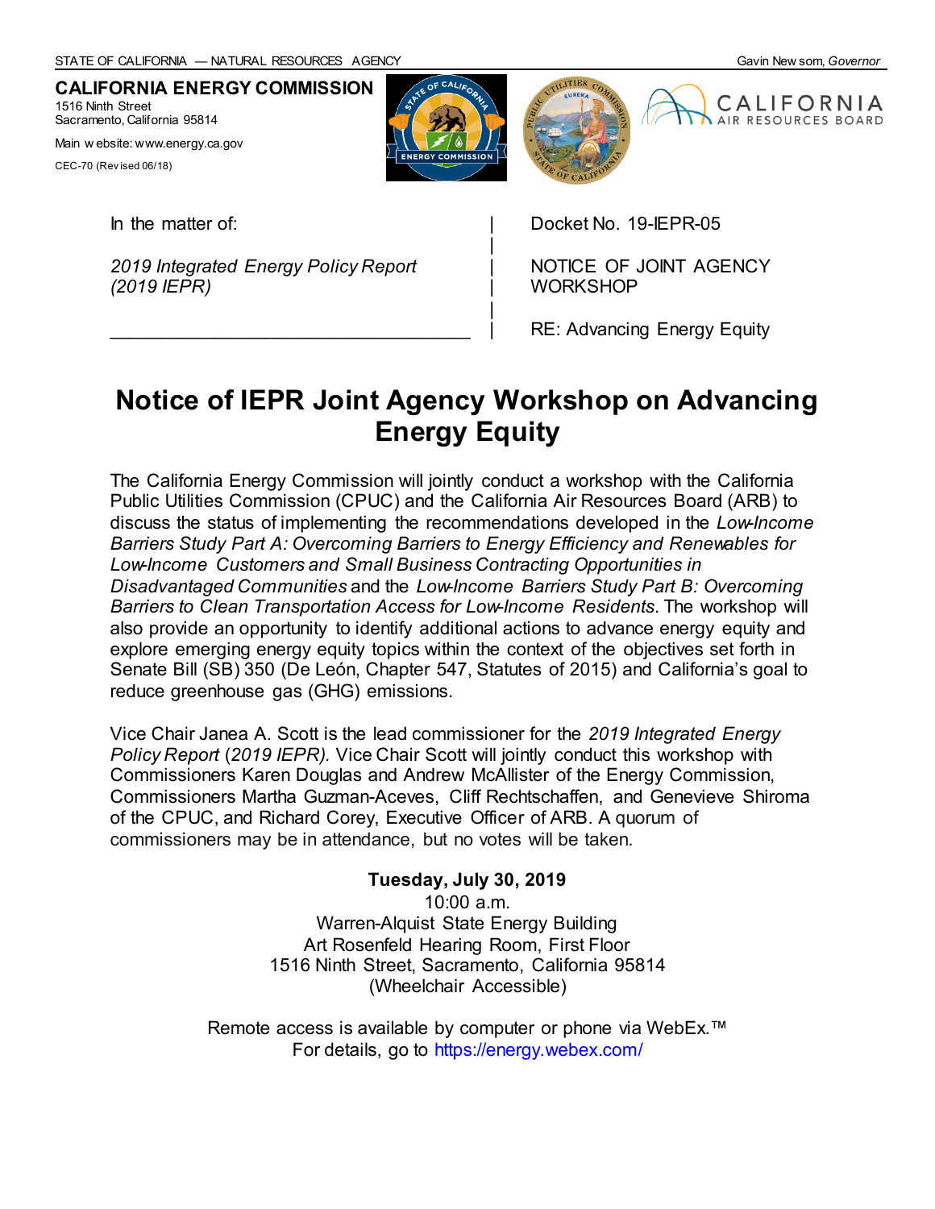STATE OF CALIFORNIA — NATURAL RESOURCES AGENCY Gavin Newsom, *Governor*

**CALIFORNIA ENERGY COMMISSION**
1516 Ninth Street
Sacramento, California 95814

Main website: www.energy.ca.gov

CEC-70 (Revised 06/18)

| In the matter of: | Docket No. 19-IEPR-05 |
| --- | --- |
| *2019 Integrated Energy Policy Report (2019 IEPR)* | NOTICE OF JOINT AGENCY WORKSHOP |
| | RE: Advancing Energy Equity |

# Notice of IEPR Joint Agency Workshop on Advancing Energy Equity

The California Energy Commission will jointly conduct a workshop with the California Public Utilities Commission (CPUC) and the California Air Resources Board (ARB) to discuss the status of implementing the recommendations developed in the *Low-Income Barriers Study Part A: Overcoming Barriers to Energy Efficiency and Renewables for Low-Income Customers and Small Business Contracting Opportunities in Disadvantaged Communities* and the *Low-Income Barriers Study Part B: Overcoming Barriers to Clean Transportation Access for Low-Income Residents*. The workshop will also provide an opportunity to identify additional actions to advance energy equity and explore emerging energy equity topics within the context of the objectives set forth in Senate Bill (SB) 350 (De León, Chapter 547, Statutes of 2015) and California's goal to reduce greenhouse gas (GHG) emissions.

Vice Chair Janea A. Scott is the lead commissioner for the *2019 Integrated Energy Policy Report* (*2019 IEPR).* Vice Chair Scott will jointly conduct this workshop with Commissioners Karen Douglas and Andrew McAllister of the Energy Commission, Commissioners Martha Guzman-Aceves, Cliff Rechtschaffen, and Genevieve Shiroma of the CPUC, and Richard Corey, Executive Officer of ARB. A quorum of commissioners may be in attendance, but no votes will be taken.

**Tuesday, July 30, 2019**
10:00 a.m.
Warren-Alquist State Energy Building
Art Rosenfeld Hearing Room, First Floor
1516 Ninth Street, Sacramento, California 95814
(Wheelchair Accessible)

Remote access is available by computer or phone via WebEx.™
For details, go to https://energy.webex.com/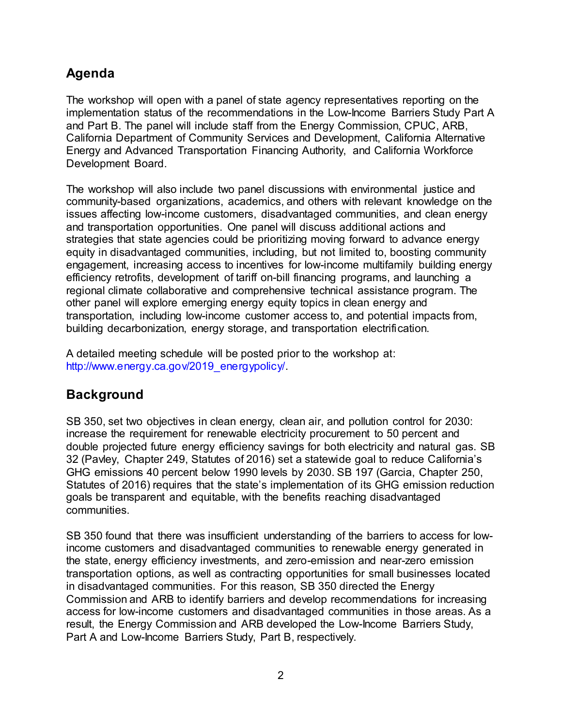## Agenda

The workshop will open with a panel of state agency representatives reporting on the implementation status of the recommendations in the Low-Income Barriers Study Part A and Part B. The panel will include staff from the Energy Commission, CPUC, ARB, California Department of Community Services and Development, California Alternative Energy and Advanced Transportation Financing Authority, and California Workforce Development Board.

The workshop will also include two panel discussions with environmental justice and community-based organizations, academics, and others with relevant knowledge on the issues affecting low-income customers, disadvantaged communities, and clean energy and transportation opportunities. One panel will discuss additional actions and strategies that state agencies could be prioritizing moving forward to advance energy equity in disadvantaged communities, including, but not limited to, boosting community engagement, increasing access to incentives for low-income multifamily building energy efficiency retrofits, development of tariff on-bill financing programs, and launching a regional climate collaborative and comprehensive technical assistance program. The other panel will explore emerging energy equity topics in clean energy and transportation, including low-income customer access to, and potential impacts from, building decarbonization, energy storage, and transportation electrification.

A detailed meeting schedule will be posted prior to the workshop at: http://www.energy.ca.gov/2019_energypolicy/.

## Background

SB 350, set two objectives in clean energy, clean air, and pollution control for 2030: increase the requirement for renewable electricity procurement to 50 percent and double projected future energy efficiency savings for both electricity and natural gas. SB 32 (Pavley, Chapter 249, Statutes of 2016) set a statewide goal to reduce California's GHG emissions 40 percent below 1990 levels by 2030. SB 197 (Garcia, Chapter 250, Statutes of 2016) requires that the state's implementation of its GHG emission reduction goals be transparent and equitable, with the benefits reaching disadvantaged communities.

SB 350 found that there was insufficient understanding of the barriers to access for low-income customers and disadvantaged communities to renewable energy generated in the state, energy efficiency investments, and zero-emission and near-zero emission transportation options, as well as contracting opportunities for small businesses located in disadvantaged communities. For this reason, SB 350 directed the Energy Commission and ARB to identify barriers and develop recommendations for increasing access for low-income customers and disadvantaged communities in those areas. As a result, the Energy Commission and ARB developed the Low-Income Barriers Study, Part A and Low-Income Barriers Study, Part B, respectively.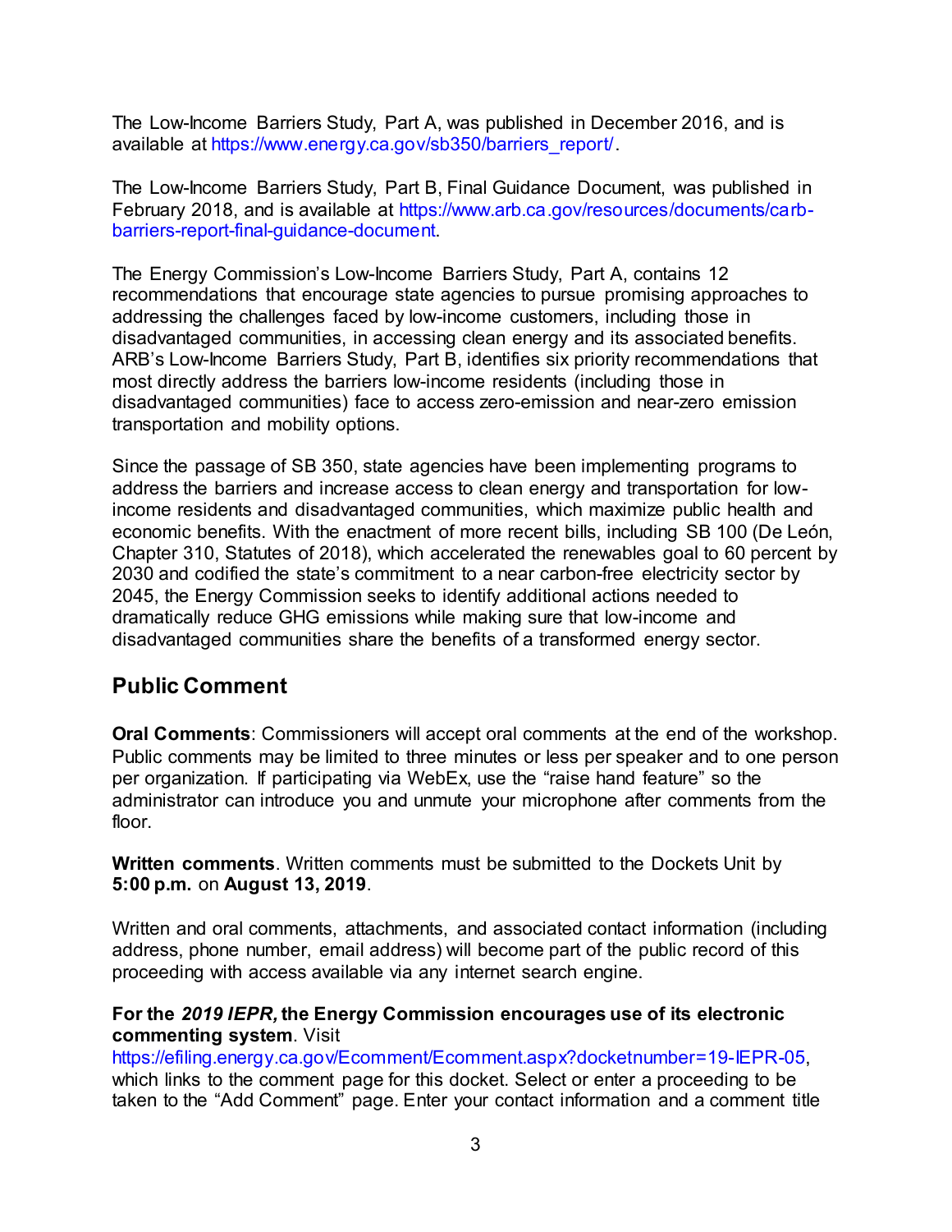The Low-Income Barriers Study, Part A, was published in December 2016, and is available at https://www.energy.ca.gov/sb350/barriers_report/.

The Low-Income Barriers Study, Part B, Final Guidance Document, was published in February 2018, and is available at https://www.arb.ca.gov/resources/documents/carb-barriers-report-final-guidance-document.

The Energy Commission's Low-Income Barriers Study, Part A, contains 12 recommendations that encourage state agencies to pursue promising approaches to addressing the challenges faced by low-income customers, including those in disadvantaged communities, in accessing clean energy and its associated benefits. ARB's Low-Income Barriers Study, Part B, identifies six priority recommendations that most directly address the barriers low-income residents (including those in disadvantaged communities) face to access zero-emission and near-zero emission transportation and mobility options.

Since the passage of SB 350, state agencies have been implementing programs to address the barriers and increase access to clean energy and transportation for low-income residents and disadvantaged communities, which maximize public health and economic benefits. With the enactment of more recent bills, including SB 100 (De León, Chapter 310, Statutes of 2018), which accelerated the renewables goal to 60 percent by 2030 and codified the state's commitment to a near carbon-free electricity sector by 2045, the Energy Commission seeks to identify additional actions needed to dramatically reduce GHG emissions while making sure that low-income and disadvantaged communities share the benefits of a transformed energy sector.

## Public Comment

**Oral Comments**: Commissioners will accept oral comments at the end of the workshop. Public comments may be limited to three minutes or less per speaker and to one person per organization. If participating via WebEx, use the "raise hand feature" so the administrator can introduce you and unmute your microphone after comments from the floor.

**Written comments**. Written comments must be submitted to the Dockets Unit by **5:00 p.m.** on **August 13, 2019**.

Written and oral comments, attachments, and associated contact information (including address, phone number, email address) will become part of the public record of this proceeding with access available via any internet search engine.

**For the *2019 IEPR,* the Energy Commission encourages use of its electronic commenting system**. Visit https://efiling.energy.ca.gov/Ecomment/Ecomment.aspx?docketnumber=19-IEPR-05, which links to the comment page for this docket. Select or enter a proceeding to be taken to the "Add Comment" page. Enter your contact information and a comment title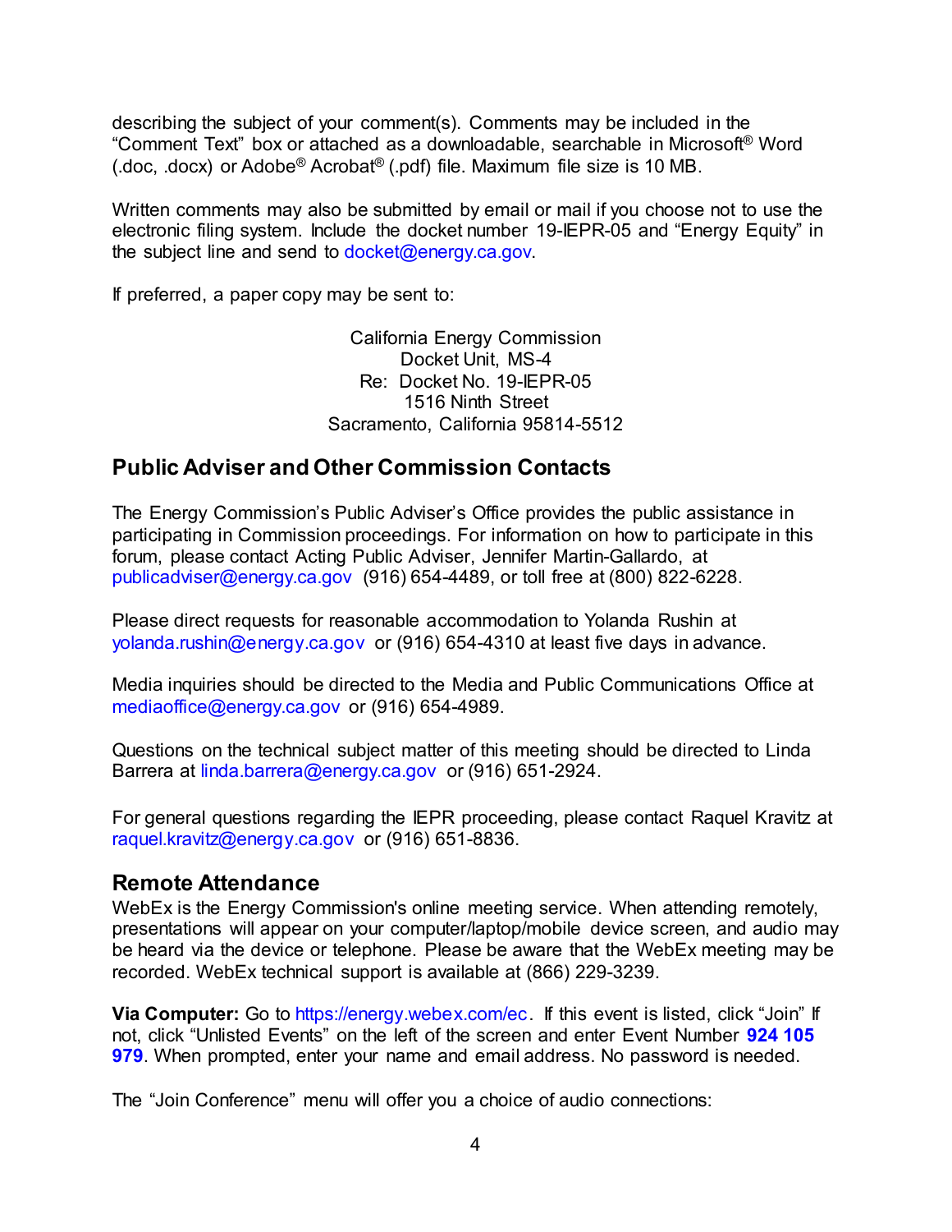describing the subject of your comment(s). Comments may be included in the "Comment Text" box or attached as a downloadable, searchable in Microsoft® Word (.doc, .docx) or Adobe® Acrobat® (.pdf) file. Maximum file size is 10 MB.

Written comments may also be submitted by email or mail if you choose not to use the electronic filing system. Include the docket number 19-IEPR-05 and "Energy Equity" in the subject line and send to docket@energy.ca.gov.

If preferred, a paper copy may be sent to:

California Energy Commission
Docket Unit, MS-4
Re: Docket No. 19-IEPR-05
1516 Ninth Street
Sacramento, California 95814-5512

## Public Adviser and Other Commission Contacts

The Energy Commission's Public Adviser's Office provides the public assistance in participating in Commission proceedings. For information on how to participate in this forum, please contact Acting Public Adviser, Jennifer Martin-Gallardo, at publicadviser@energy.ca.gov (916) 654-4489, or toll free at (800) 822-6228.

Please direct requests for reasonable accommodation to Yolanda Rushin at yolanda.rushin@energy.ca.gov or (916) 654-4310 at least five days in advance.

Media inquiries should be directed to the Media and Public Communications Office at mediaoffice@energy.ca.gov or (916) 654-4989.

Questions on the technical subject matter of this meeting should be directed to Linda Barrera at linda.barrera@energy.ca.gov or (916) 651-2924.

For general questions regarding the IEPR proceeding, please contact Raquel Kravitz at raquel.kravitz@energy.ca.gov or (916) 651-8836.

## Remote Attendance

WebEx is the Energy Commission's online meeting service. When attending remotely, presentations will appear on your computer/laptop/mobile device screen, and audio may be heard via the device or telephone. Please be aware that the WebEx meeting may be recorded. WebEx technical support is available at (866) 229-3239.

**Via Computer:** Go to https://energy.webex.com/ec. If this event is listed, click "Join" If not, click "Unlisted Events" on the left of the screen and enter Event Number **924 105 979**. When prompted, enter your name and email address. No password is needed.

The "Join Conference" menu will offer you a choice of audio connections: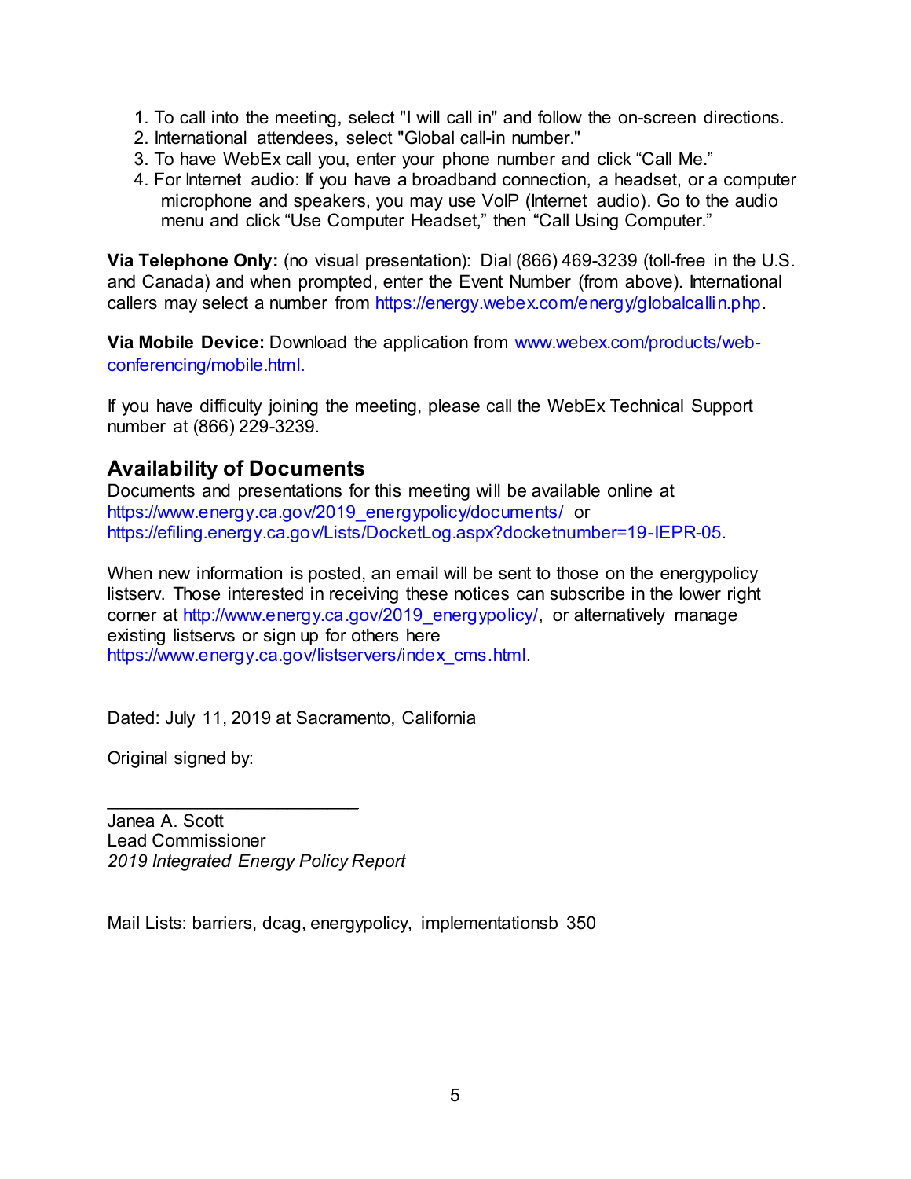1. To call into the meeting, select "I will call in" and follow the on-screen directions.
2. International attendees, select "Global call-in number."
3. To have WebEx call you, enter your phone number and click “Call Me.”
4. For Internet audio: If you have a broadband connection, a headset, or a computer microphone and speakers, you may use VolP (Internet audio). Go to the audio menu and click “Use Computer Headset,” then “Call Using Computer.”

**Via Telephone Only:** (no visual presentation): Dial (866) 469-3239 (toll-free in the U.S. and Canada) and when prompted, enter the Event Number (from above). International callers may select a number from https://energy.webex.com/energy/globalcallin.php.

**Via Mobile Device:** Download the application from www.webex.com/products/web-conferencing/mobile.html.

If you have difficulty joining the meeting, please call the WebEx Technical Support number at (866) 229-3239.

## Availability of Documents

Documents and presentations for this meeting will be available online at https://www.energy.ca.gov/2019_energypolicy/documents/ or https://efiling.energy.ca.gov/Lists/DocketLog.aspx?docketnumber=19-IEPR-05.

When new information is posted, an email will be sent to those on the energypolicy listserv. Those interested in receiving these notices can subscribe in the lower right corner at http://www.energy.ca.gov/2019_energypolicy/, or alternatively manage existing listservs or sign up for others here https://www.energy.ca.gov/listservers/index_cms.html.

Dated: July 11, 2019 at Sacramento, California

Original signed by:

\_\_\_\_\_\_\_\_\_\_\_\_\_\_\_\_\_\_\_\_\_\_\_\_\_\_\_\_

Janea A. Scott
Lead Commissioner
*2019 Integrated Energy Policy Report*

Mail Lists: barriers, dcag, energypolicy, implementationsb 350